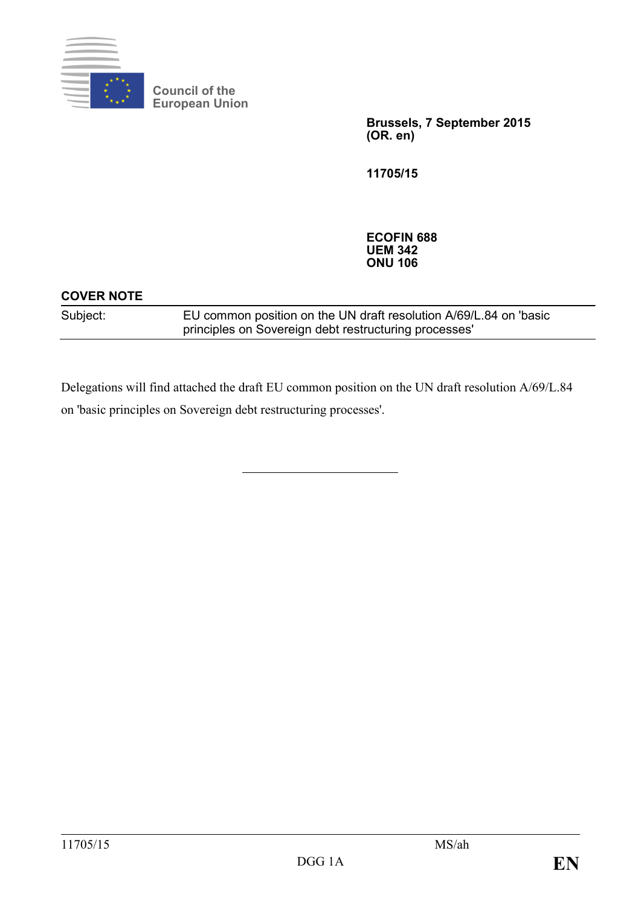Council of the European Union

**Brussels, 7 September 2015**
**(OR. en)**

**11705/15**

**ECOFIN 688**
**UEM 342**
**ONU 106**

**COVER NOTE**

| Subject: | EU common position on the UN draft resolution A/69/L.84 on 'basic principles on Sovereign debt restructuring processes' |
|---|---|

Delegations will find attached the draft EU common position on the UN draft resolution A/69/L.84 on 'basic principles on Sovereign debt restructuring processes'.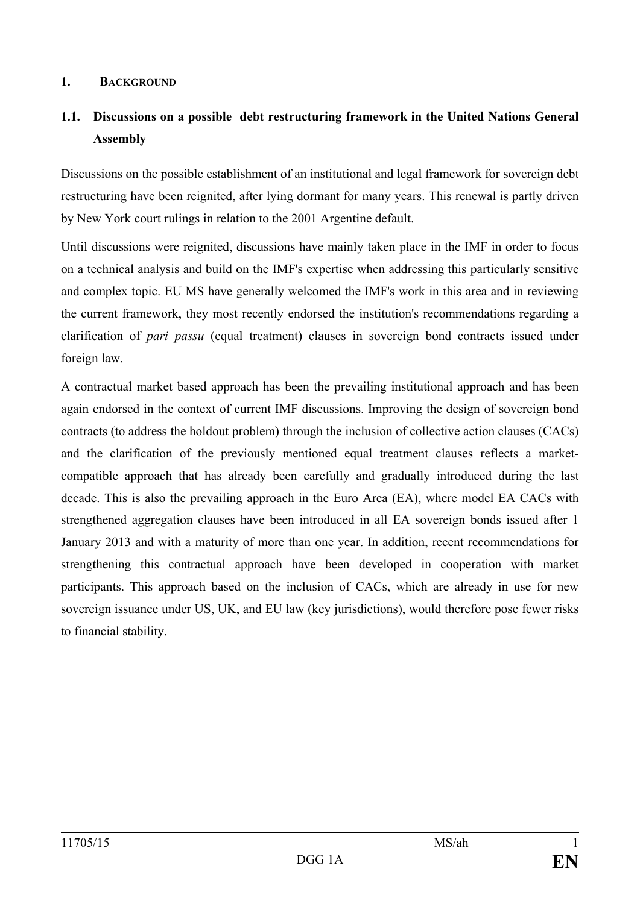## 1. BACKGROUND

### 1.1. Discussions on a possible debt restructuring framework in the United Nations General Assembly

Discussions on the possible establishment of an institutional and legal framework for sovereign debt restructuring have been reignited, after lying dormant for many years. This renewal is partly driven by New York court rulings in relation to the 2001 Argentine default.

Until discussions were reignited, discussions have mainly taken place in the IMF in order to focus on a technical analysis and build on the IMF's expertise when addressing this particularly sensitive and complex topic. EU MS have generally welcomed the IMF's work in this area and in reviewing the current framework, they most recently endorsed the institution's recommendations regarding a clarification of *pari passu* (equal treatment) clauses in sovereign bond contracts issued under foreign law.

A contractual market based approach has been the prevailing institutional approach and has been again endorsed in the context of current IMF discussions. Improving the design of sovereign bond contracts (to address the holdout problem) through the inclusion of collective action clauses (CACs) and the clarification of the previously mentioned equal treatment clauses reflects a market-compatible approach that has already been carefully and gradually introduced during the last decade. This is also the prevailing approach in the Euro Area (EA), where model EA CACs with strengthened aggregation clauses have been introduced in all EA sovereign bonds issued after 1 January 2013 and with a maturity of more than one year. In addition, recent recommendations for strengthening this contractual approach have been developed in cooperation with market participants. This approach based on the inclusion of CACs, which are already in use for new sovereign issuance under US, UK, and EU law (key jurisdictions), would therefore pose fewer risks to financial stability.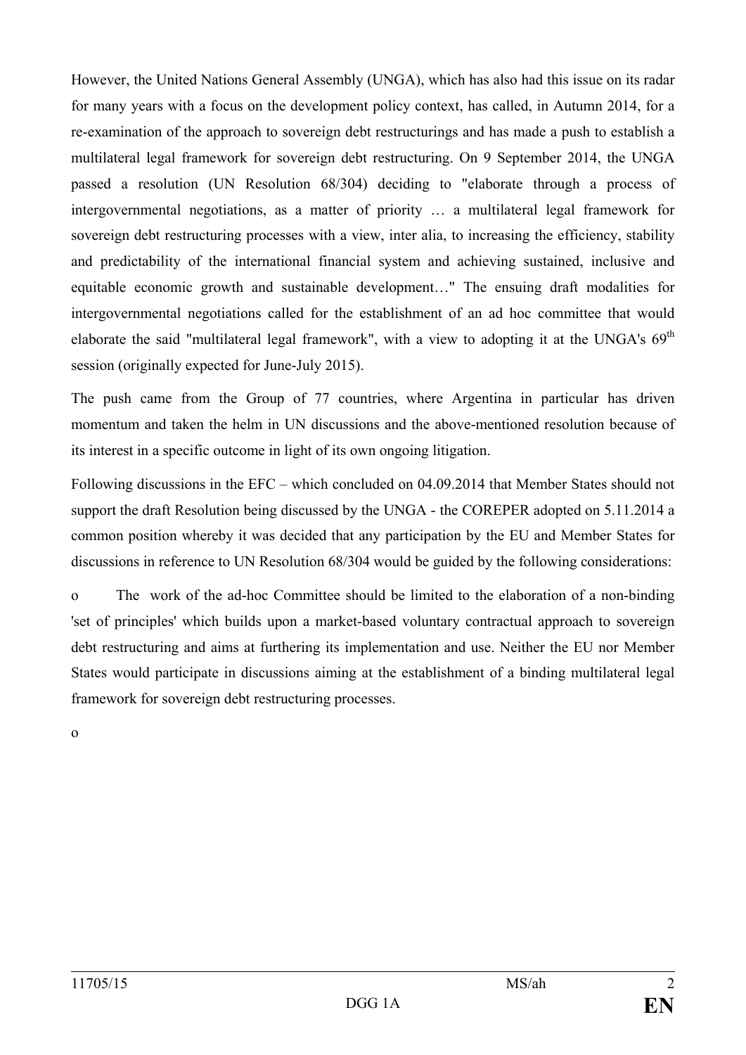However, the United Nations General Assembly (UNGA), which has also had this issue on its radar for many years with a focus on the development policy context, has called, in Autumn 2014, for a re-examination of the approach to sovereign debt restructurings and has made a push to establish a multilateral legal framework for sovereign debt restructuring. On 9 September 2014, the UNGA passed a resolution (UN Resolution 68/304) deciding to "elaborate through a process of intergovernmental negotiations, as a matter of priority … a multilateral legal framework for sovereign debt restructuring processes with a view, inter alia, to increasing the efficiency, stability and predictability of the international financial system and achieving sustained, inclusive and equitable economic growth and sustainable development…" The ensuing draft modalities for intergovernmental negotiations called for the establishment of an ad hoc committee that would elaborate the said "multilateral legal framework", with a view to adopting it at the UNGA's 69th session (originally expected for June-July 2015).

The push came from the Group of 77 countries, where Argentina in particular has driven momentum and taken the helm in UN discussions and the above-mentioned resolution because of its interest in a specific outcome in light of its own ongoing litigation.

Following discussions in the EFC – which concluded on 04.09.2014 that Member States should not support the draft Resolution being discussed by the UNGA - the COREPER adopted on 5.11.2014 a common position whereby it was decided that any participation by the EU and Member States for discussions in reference to UN Resolution 68/304 would be guided by the following considerations:

- The work of the ad-hoc Committee should be limited to the elaboration of a non-binding 'set of principles' which builds upon a market-based voluntary contractual approach to sovereign debt restructuring and aims at furthering its implementation and use. Neither the EU nor Member States would participate in discussions aiming at the establishment of a binding multilateral legal framework for sovereign debt restructuring processes.
-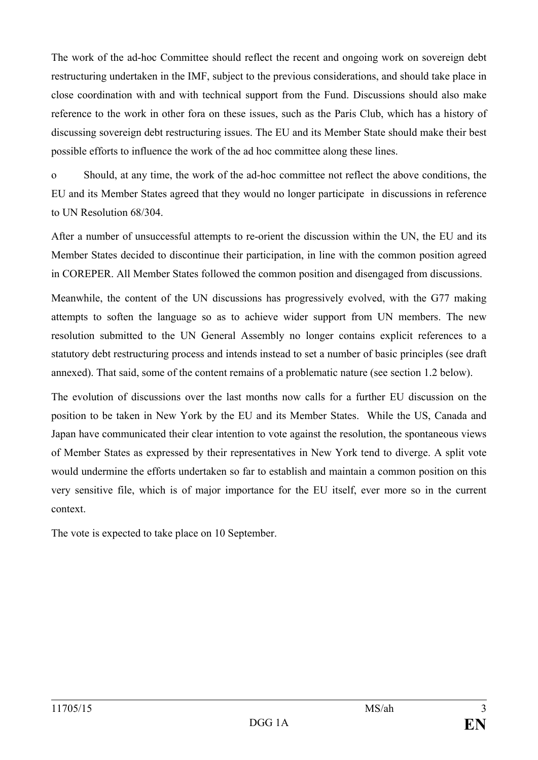The work of the ad-hoc Committee should reflect the recent and ongoing work on sovereign debt restructuring undertaken in the IMF, subject to the previous considerations, and should take place in close coordination with and with technical support from the Fund. Discussions should also make reference to the work in other fora on these issues, such as the Paris Club, which has a history of discussing sovereign debt restructuring issues. The EU and its Member State should make their best possible efforts to influence the work of the ad hoc committee along these lines.

o Should, at any time, the work of the ad-hoc committee not reflect the above conditions, the EU and its Member States agreed that they would no longer participate in discussions in reference to UN Resolution 68/304.

After a number of unsuccessful attempts to re-orient the discussion within the UN, the EU and its Member States decided to discontinue their participation, in line with the common position agreed in COREPER. All Member States followed the common position and disengaged from discussions.

Meanwhile, the content of the UN discussions has progressively evolved, with the G77 making attempts to soften the language so as to achieve wider support from UN members. The new resolution submitted to the UN General Assembly no longer contains explicit references to a statutory debt restructuring process and intends instead to set a number of basic principles (see draft annexed). That said, some of the content remains of a problematic nature (see section 1.2 below).

The evolution of discussions over the last months now calls for a further EU discussion on the position to be taken in New York by the EU and its Member States. While the US, Canada and Japan have communicated their clear intention to vote against the resolution, the spontaneous views of Member States as expressed by their representatives in New York tend to diverge. A split vote would undermine the efforts undertaken so far to establish and maintain a common position on this very sensitive file, which is of major importance for the EU itself, ever more so in the current context.

The vote is expected to take place on 10 September.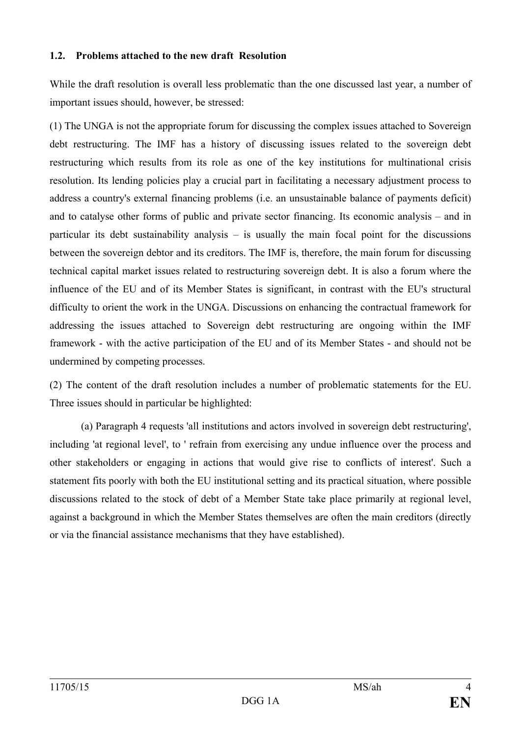### 1.2. Problems attached to the new draft Resolution

While the draft resolution is overall less problematic than the one discussed last year, a number of important issues should, however, be stressed:

(1) The UNGA is not the appropriate forum for discussing the complex issues attached to Sovereign debt restructuring. The IMF has a history of discussing issues related to the sovereign debt restructuring which results from its role as one of the key institutions for multinational crisis resolution. Its lending policies play a crucial part in facilitating a necessary adjustment process to address a country's external financing problems (i.e. an unsustainable balance of payments deficit) and to catalyse other forms of public and private sector financing. Its economic analysis – and in particular its debt sustainability analysis – is usually the main focal point for the discussions between the sovereign debtor and its creditors. The IMF is, therefore, the main forum for discussing technical capital market issues related to restructuring sovereign debt. It is also a forum where the influence of the EU and of its Member States is significant, in contrast with the EU's structural difficulty to orient the work in the UNGA. Discussions on enhancing the contractual framework for addressing the issues attached to Sovereign debt restructuring are ongoing within the IMF framework - with the active participation of the EU and of its Member States - and should not be undermined by competing processes.

(2) The content of the draft resolution includes a number of problematic statements for the EU. Three issues should in particular be highlighted:

(a) Paragraph 4 requests 'all institutions and actors involved in sovereign debt restructuring', including 'at regional level', to ' refrain from exercising any undue influence over the process and other stakeholders or engaging in actions that would give rise to conflicts of interest'. Such a statement fits poorly with both the EU institutional setting and its practical situation, where possible discussions related to the stock of debt of a Member State take place primarily at regional level, against a background in which the Member States themselves are often the main creditors (directly or via the financial assistance mechanisms that they have established).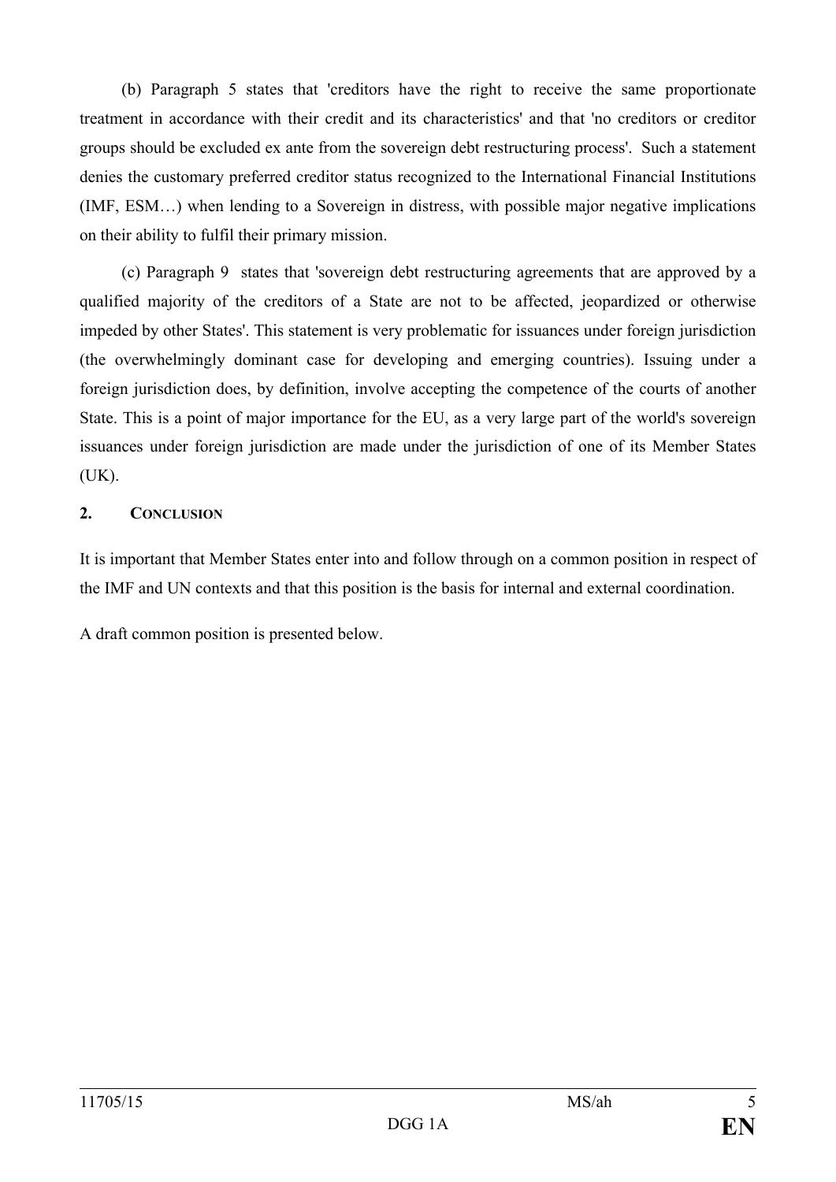(b) Paragraph 5 states that 'creditors have the right to receive the same proportionate treatment in accordance with their credit and its characteristics' and that 'no creditors or creditor groups should be excluded ex ante from the sovereign debt restructuring process'. Such a statement denies the customary preferred creditor status recognized to the International Financial Institutions (IMF, ESM…) when lending to a Sovereign in distress, with possible major negative implications on their ability to fulfil their primary mission.

(c) Paragraph 9 states that 'sovereign debt restructuring agreements that are approved by a qualified majority of the creditors of a State are not to be affected, jeopardized or otherwise impeded by other States'. This statement is very problematic for issuances under foreign jurisdiction (the overwhelmingly dominant case for developing and emerging countries). Issuing under a foreign jurisdiction does, by definition, involve accepting the competence of the courts of another State. This is a point of major importance for the EU, as a very large part of the world's sovereign issuances under foreign jurisdiction are made under the jurisdiction of one of its Member States (UK).

## 2. CONCLUSION

It is important that Member States enter into and follow through on a common position in respect of the IMF and UN contexts and that this position is the basis for internal and external coordination.

A draft common position is presented below.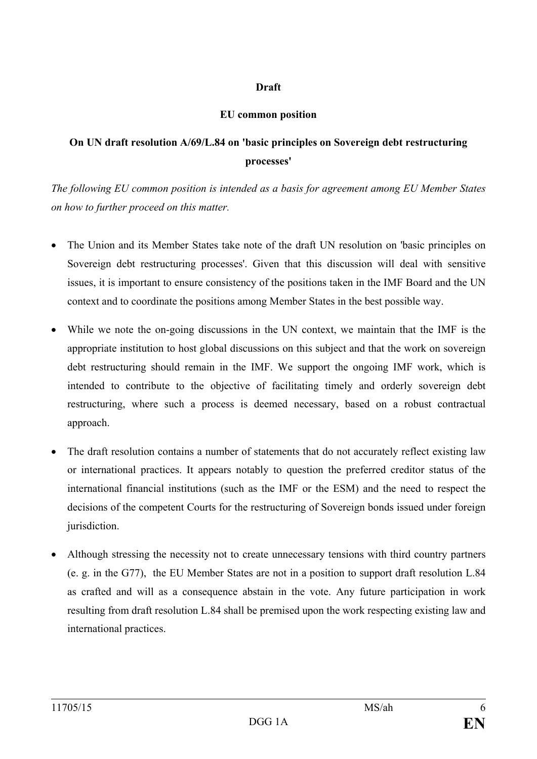**Draft**

**EU common position**

**On UN draft resolution A/69/L.84 on 'basic principles on Sovereign debt restructuring processes'**

*The following EU common position is intended as a basis for agreement among EU Member States on how to further proceed on this matter.*

- The Union and its Member States take note of the draft UN resolution on 'basic principles on Sovereign debt restructuring processes'. Given that this discussion will deal with sensitive issues, it is important to ensure consistency of the positions taken in the IMF Board and the UN context and to coordinate the positions among Member States in the best possible way.

- While we note the on-going discussions in the UN context, we maintain that the IMF is the appropriate institution to host global discussions on this subject and that the work on sovereign debt restructuring should remain in the IMF. We support the ongoing IMF work, which is intended to contribute to the objective of facilitating timely and orderly sovereign debt restructuring, where such a process is deemed necessary, based on a robust contractual approach.

- The draft resolution contains a number of statements that do not accurately reflect existing law or international practices. It appears notably to question the preferred creditor status of the international financial institutions (such as the IMF or the ESM) and the need to respect the decisions of the competent Courts for the restructuring of Sovereign bonds issued under foreign jurisdiction.

- Although stressing the necessity not to create unnecessary tensions with third country partners (e. g. in the G77), the EU Member States are not in a position to support draft resolution L.84 as crafted and will as a consequence abstain in the vote. Any future participation in work resulting from draft resolution L.84 shall be premised upon the work respecting existing law and international practices.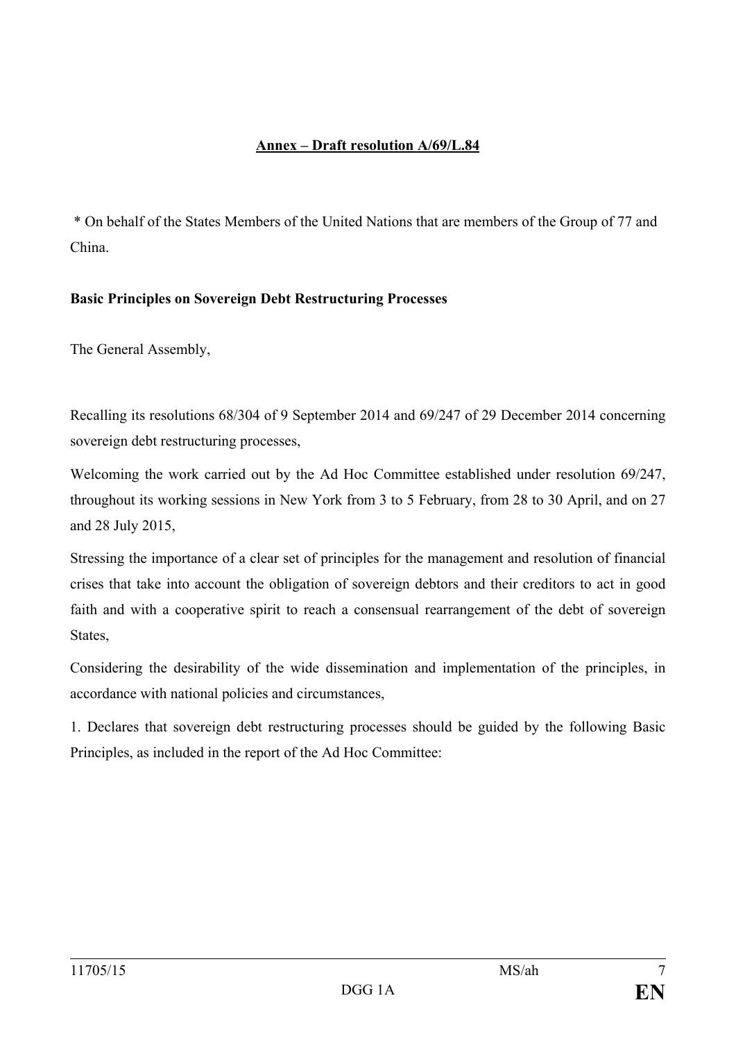## Annex – Draft resolution A/69/L.84

\* On behalf of the States Members of the United Nations that are members of the Group of 77 and China.

**Basic Principles on Sovereign Debt Restructuring Processes**

The General Assembly,

Recalling its resolutions 68/304 of 9 September 2014 and 69/247 of 29 December 2014 concerning sovereign debt restructuring processes,

Welcoming the work carried out by the Ad Hoc Committee established under resolution 69/247, throughout its working sessions in New York from 3 to 5 February, from 28 to 30 April, and on 27 and 28 July 2015,

Stressing the importance of a clear set of principles for the management and resolution of financial crises that take into account the obligation of sovereign debtors and their creditors to act in good faith and with a cooperative spirit to reach a consensual rearrangement of the debt of sovereign States,

Considering the desirability of the wide dissemination and implementation of the principles, in accordance with national policies and circumstances,

1. Declares that sovereign debt restructuring processes should be guided by the following Basic Principles, as included in the report of the Ad Hoc Committee: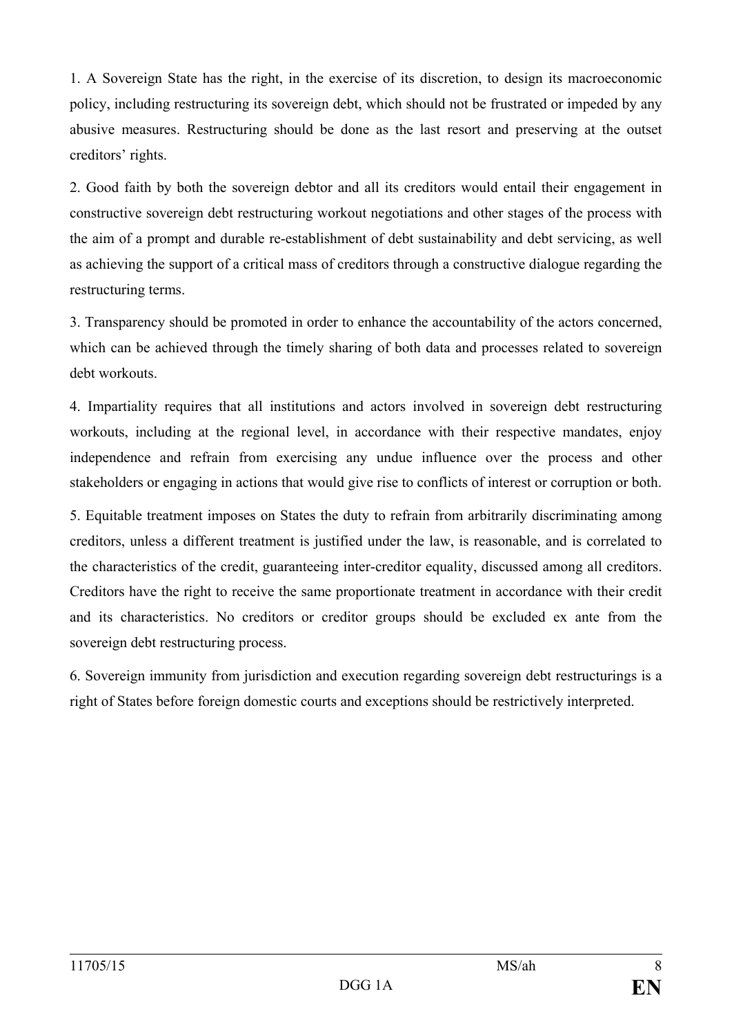1. A Sovereign State has the right, in the exercise of its discretion, to design its macroeconomic policy, including restructuring its sovereign debt, which should not be frustrated or impeded by any abusive measures. Restructuring should be done as the last resort and preserving at the outset creditors' rights.

2. Good faith by both the sovereign debtor and all its creditors would entail their engagement in constructive sovereign debt restructuring workout negotiations and other stages of the process with the aim of a prompt and durable re-establishment of debt sustainability and debt servicing, as well as achieving the support of a critical mass of creditors through a constructive dialogue regarding the restructuring terms.

3. Transparency should be promoted in order to enhance the accountability of the actors concerned, which can be achieved through the timely sharing of both data and processes related to sovereign debt workouts.

4. Impartiality requires that all institutions and actors involved in sovereign debt restructuring workouts, including at the regional level, in accordance with their respective mandates, enjoy independence and refrain from exercising any undue influence over the process and other stakeholders or engaging in actions that would give rise to conflicts of interest or corruption or both.

5. Equitable treatment imposes on States the duty to refrain from arbitrarily discriminating among creditors, unless a different treatment is justified under the law, is reasonable, and is correlated to the characteristics of the credit, guaranteeing inter-creditor equality, discussed among all creditors. Creditors have the right to receive the same proportionate treatment in accordance with their credit and its characteristics. No creditors or creditor groups should be excluded ex ante from the sovereign debt restructuring process.

6. Sovereign immunity from jurisdiction and execution regarding sovereign debt restructurings is a right of States before foreign domestic courts and exceptions should be restrictively interpreted.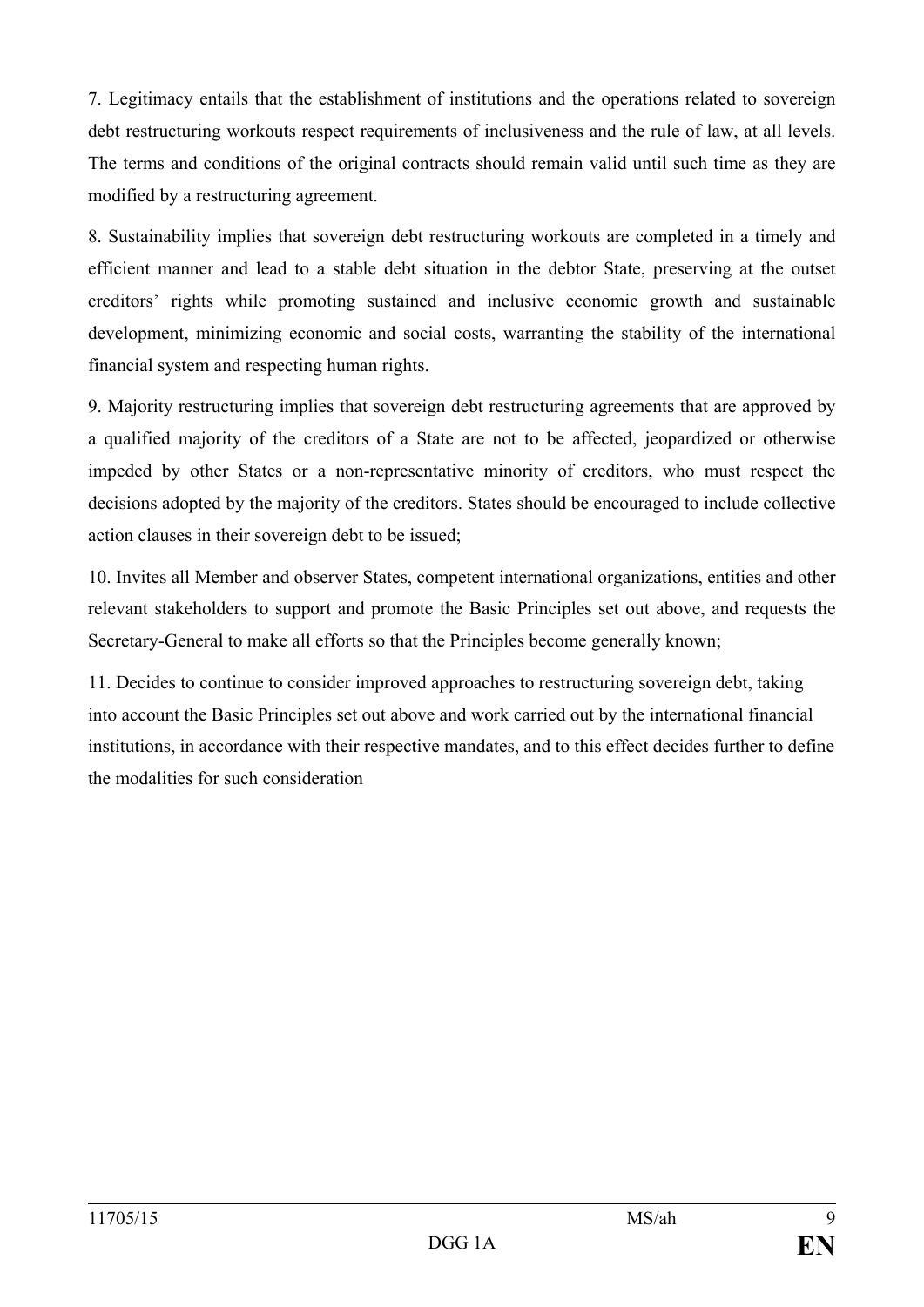7. Legitimacy entails that the establishment of institutions and the operations related to sovereign debt restructuring workouts respect requirements of inclusiveness and the rule of law, at all levels. The terms and conditions of the original contracts should remain valid until such time as they are modified by a restructuring agreement.

8. Sustainability implies that sovereign debt restructuring workouts are completed in a timely and efficient manner and lead to a stable debt situation in the debtor State, preserving at the outset creditors' rights while promoting sustained and inclusive economic growth and sustainable development, minimizing economic and social costs, warranting the stability of the international financial system and respecting human rights.

9. Majority restructuring implies that sovereign debt restructuring agreements that are approved by a qualified majority of the creditors of a State are not to be affected, jeopardized or otherwise impeded by other States or a non-representative minority of creditors, who must respect the decisions adopted by the majority of the creditors. States should be encouraged to include collective action clauses in their sovereign debt to be issued;

10. Invites all Member and observer States, competent international organizations, entities and other relevant stakeholders to support and promote the Basic Principles set out above, and requests the Secretary-General to make all efforts so that the Principles become generally known;

11. Decides to continue to consider improved approaches to restructuring sovereign debt, taking into account the Basic Principles set out above and work carried out by the international financial institutions, in accordance with their respective mandates, and to this effect decides further to define the modalities for such consideration